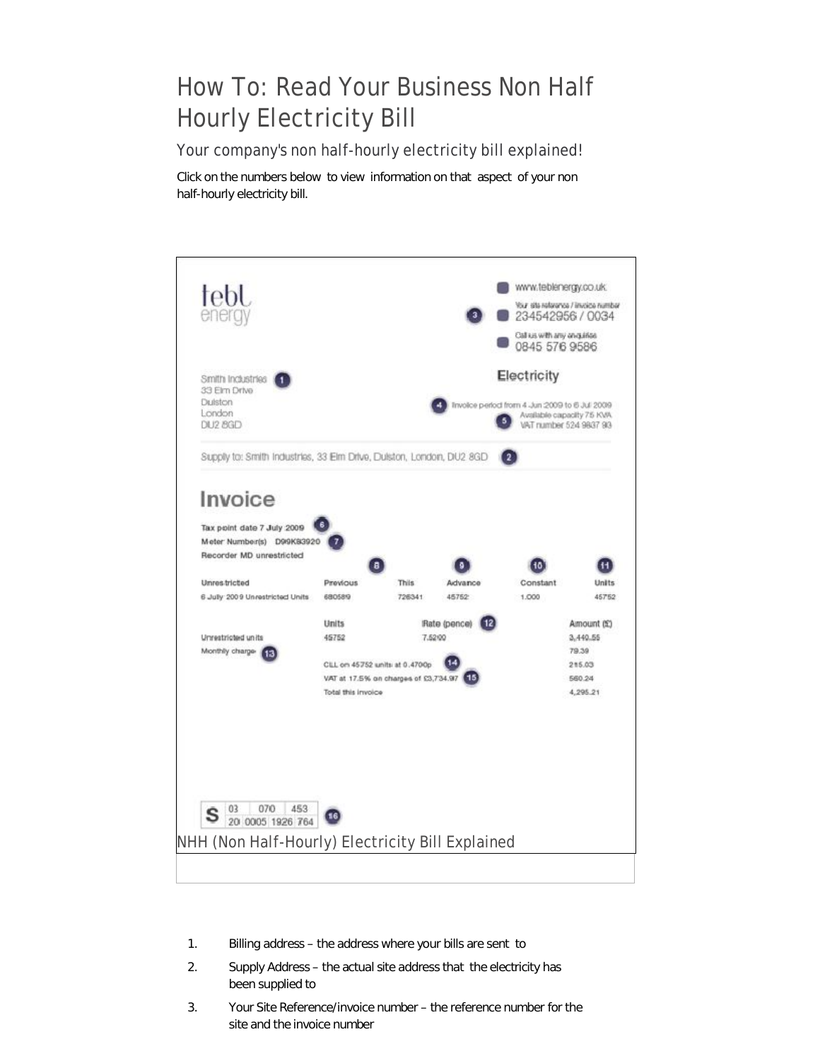# How To: Read Your Business Non Half Hourly Electricity Bill

## Your company's non half-hourly electricity bill explained!

Click on the numbers below to view information on that aspect of your non half-hourly electricity bill.

tebl energy

www.teblenergy.co.uk

Your site reference / invoice number 234542956 / 0034 (3)

Call us with any enquiries 0845 576 9586

Smith Industries (1)
33 Elm Drive
Dulston
London
DU2 8GD

Electricity

(4) Invoice period from 4 Jun 2009 to 6 Jul 2009

(5) Available capacity 75 KVA
VAT number 524 9837 93

Supply to: Smith Industries, 33 Elm Drive, Dulston, London, DU2 8GD (2)

**Invoice**

Tax point date 7 July 2009 (6)

Meter Number(s) D99K83920 (7)

Recorder MD unrestricted

| Unrestricted | Previous (8) | This | Advance (9) | Constant (10) | Units (11) |
|---|---|---|---|---|---|
| 6 July 2009 Unrestricted Units | 680589 | 726341 | 45752 | 1.000 | 45752 |

| | Units | Rate (pence) (12) | Amount (£) |
|---|---|---|---|
| Unrestricted units | 45752 | 7.5200 | 3,440.55 |
| Monthly charge (13) | | | 79.39 |
| | CLL on 45752 units at 0.4700p (14) | | 215.03 |
| | VAT at 17.5% on charges of £3,734.97 (15) | | 560.24 |
| | Total this invoice | | 4,295.21 |

S 03 070 453
20 0005 1926 764 (16)

NHH (Non Half-Hourly) Electricity Bill Explained

1. Billing address – the address where your bills are sent to
2. Supply Address – the actual site address that the electricity has been supplied to
3. Your Site Reference/invoice number – the reference number for the site and the invoice number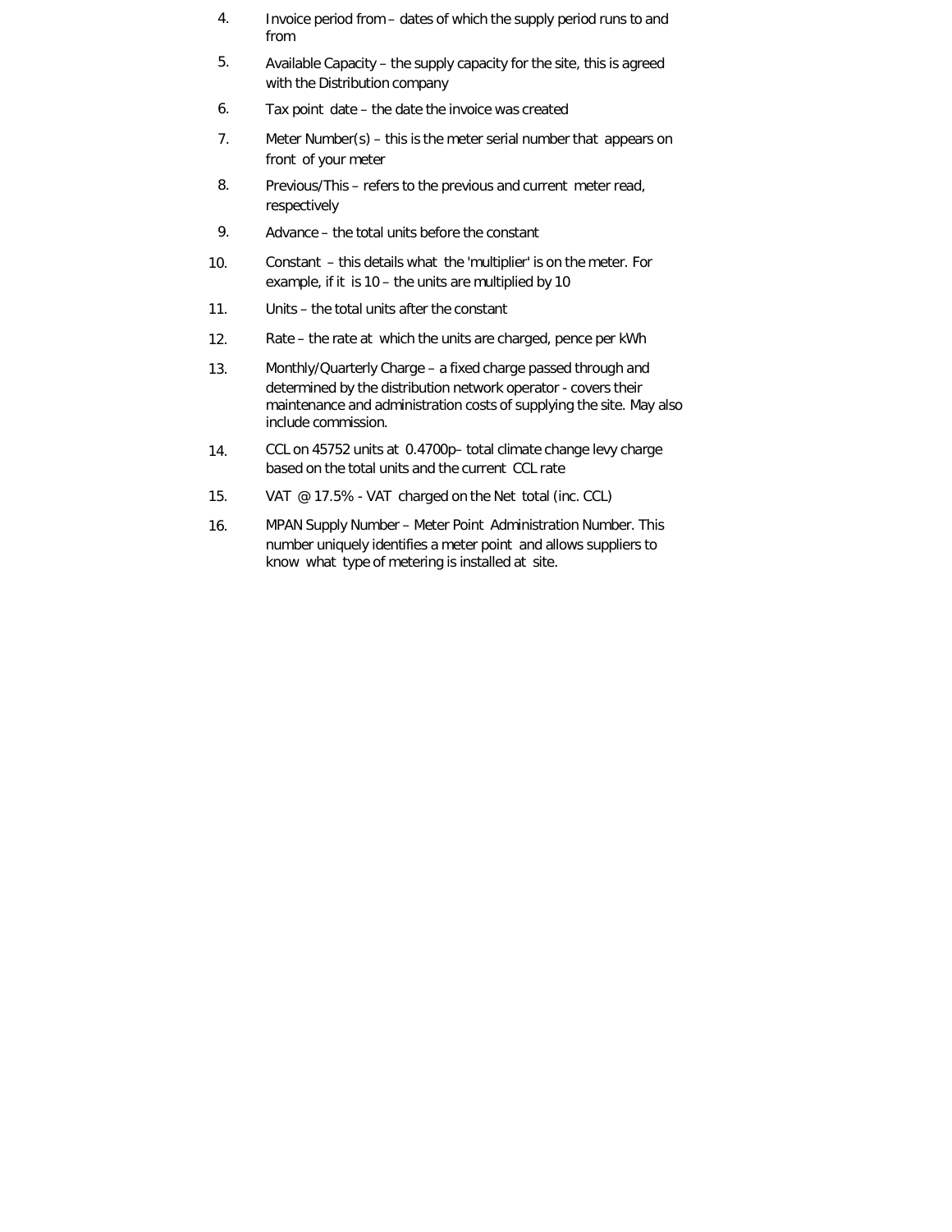4. Invoice period from – dates of which the supply period runs to and from
5. Available Capacity – the supply capacity for the site, this is agreed with the Distribution company
6. Tax point date – the date the invoice was created
7. Meter Number(s) – this is the meter serial number that appears on front of your meter
8. Previous/This – refers to the previous and current meter read, respectively
9. Advance – the total units before the constant
10. Constant – this details what the 'multiplier' is on the meter. For example, if it is 10 – the units are multiplied by 10
11. Units – the total units after the constant
12. Rate – the rate at which the units are charged, pence per kWh
13. Monthly/Quarterly Charge – a fixed charge passed through and determined by the distribution network operator - covers their maintenance and administration costs of supplying the site. May also include commission.
14. CCL on 45752 units at 0.4700p– total climate change levy charge based on the total units and the current CCL rate
15. VAT @ 17.5% - VAT charged on the Net total (inc. CCL)
16. MPAN Supply Number – Meter Point Administration Number. This number uniquely identifies a meter point and allows suppliers to know what type of metering is installed at site.